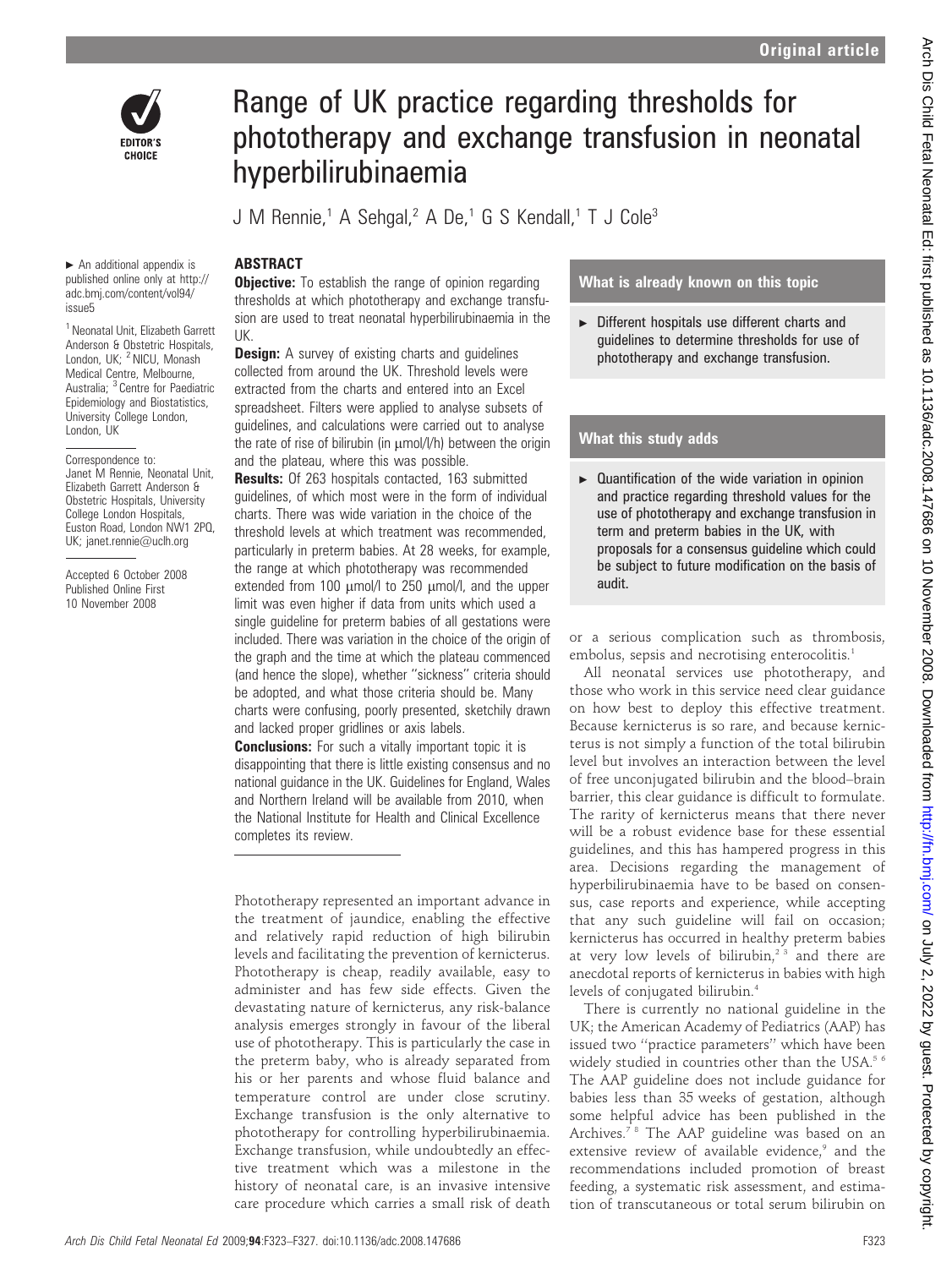# Range of UK practice regarding thresholds for phototherapy and exchange transfusion in neonatal hyperbilirubinaemia

J M Rennie,[1] A Sehgal,[2] A De,[1] G S Kendall,[1] T J Cole[3]

► An additional appendix is published online only at http://adc.bmj.com/content/vol94/issue5

[1] Neonatal Unit, Elizabeth Garrett Anderson & Obstetric Hospitals, London, UK; [2] NICU, Monash Medical Centre, Melbourne, Australia; [3] Centre for Paediatric Epidemiology and Biostatistics, University College London, London, UK

Correspondence to: Janet M Rennie, Neonatal Unit, Elizabeth Garrett Anderson & Obstetric Hospitals, University College London Hospitals, Euston Road, London NW1 2PQ, UK; janet.rennie@uclh.org

Accepted 6 October 2008
Published Online First 10 November 2008

## ABSTRACT

**Objective:** To establish the range of opinion regarding thresholds at which phototherapy and exchange transfusion are used to treat neonatal hyperbilirubinaemia in the UK.

**Design:** A survey of existing charts and guidelines collected from around the UK. Threshold levels were extracted from the charts and entered into an Excel spreadsheet. Filters were applied to analyse subsets of guidelines, and calculations were carried out to analyse the rate of rise of bilirubin (in μmol/l/h) between the origin and the plateau, where this was possible.

**Results:** Of 263 hospitals contacted, 163 submitted guidelines, of which most were in the form of individual charts. There was wide variation in the choice of the threshold levels at which treatment was recommended, particularly in preterm babies. At 28 weeks, for example, the range at which phototherapy was recommended extended from 100 μmol/l to 250 μmol/l, and the upper limit was even higher if data from units which used a single guideline for preterm babies of all gestations were included. There was variation in the choice of the origin of the graph and the time at which the plateau commenced (and hence the slope), whether "sickness" criteria should be adopted, and what those criteria should be. Many charts were confusing, poorly presented, sketchily drawn and lacked proper gridlines or axis labels.

**Conclusions:** For such a vitally important topic it is disappointing that there is little existing consensus and no national guidance in the UK. Guidelines for England, Wales and Northern Ireland will be available from 2010, when the National Institute for Health and Clinical Excellence completes its review.

Phototherapy represented an important advance in the treatment of jaundice, enabling the effective and relatively rapid reduction of high bilirubin levels and facilitating the prevention of kernicterus. Phototherapy is cheap, readily available, easy to administer and has few side effects. Given the devastating nature of kernicterus, any risk-balance analysis emerges strongly in favour of the liberal use of phototherapy. This is particularly the case in the preterm baby, who is already separated from his or her parents and whose fluid balance and temperature control are under close scrutiny. Exchange transfusion is the only alternative to phototherapy for controlling hyperbilirubinaemia. Exchange transfusion, while undoubtedly an effective treatment which was a milestone in the history of neonatal care, is an invasive intensive care procedure which carries a small risk of death or a serious complication such as thrombosis, embolus, sepsis and necrotising enterocolitis.[1]

## What is already known on this topic

- Different hospitals use different charts and guidelines to determine thresholds for use of phototherapy and exchange transfusion.

## What this study adds

- Quantification of the wide variation in opinion and practice regarding threshold values for the use of phototherapy and exchange transfusion in term and preterm babies in the UK, with proposals for a consensus guideline which could be subject to future modification on the basis of audit.

All neonatal services use phototherapy, and those who work in this service need clear guidance on how best to deploy this effective treatment. Because kernicterus is so rare, and because kernicterus is not simply a function of the total bilirubin level but involves an interaction between the level of free unconjugated bilirubin and the blood–brain barrier, this clear guidance is difficult to formulate. The rarity of kernicterus means that there never will be a robust evidence base for these essential guidelines, and this has hampered progress in this area. Decisions regarding the management of hyperbilirubinaemia have to be based on consensus, case reports and experience, while accepting that any such guideline will fail on occasion; kernicterus has occurred in healthy preterm babies at very low levels of bilirubin,[2,3] and there are anecdotal reports of kernicterus in babies with high levels of conjugated bilirubin.[4]

There is currently no national guideline in the UK; the American Academy of Pediatrics (AAP) has issued two "practice parameters" which have been widely studied in countries other than the USA.[5,6] The AAP guideline does not include guidance for babies less than 35 weeks of gestation, although some helpful advice has been published in the Archives.[7,8] The AAP guideline was based on an extensive review of available evidence,[9] and the recommendations included promotion of breast feeding, a systematic risk assessment, and estimation of transcutaneous or total serum bilirubin on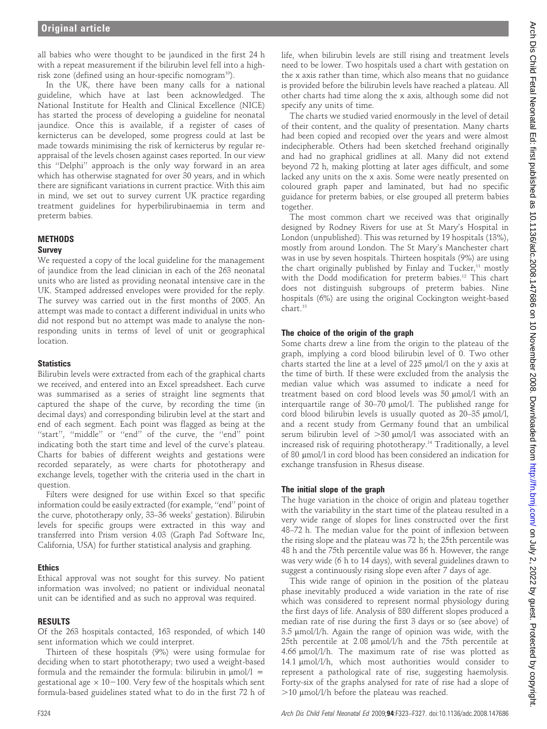all babies who were thought to be jaundiced in the first 24 h with a repeat measurement if the bilirubin level fell into a high-risk zone (defined using an hour-specific nomogram[10]).

In the UK, there have been many calls for a national guideline, which have at last been acknowledged. The National Institute for Health and Clinical Excellence (NICE) has started the process of developing a guideline for neonatal jaundice. Once this is available, if a register of cases of kernicterus can be developed, some progress could at last be made towards minimising the risk of kernicterus by regular re-appraisal of the levels chosen against cases reported. In our view this "Delphi" approach is the only way forward in an area which has otherwise stagnated for over 30 years, and in which there are significant variations in current practice. With this aim in mind, we set out to survey current UK practice regarding treatment guidelines for hyperbilirubinaemia in term and preterm babies.

## METHODS

### Survey

We requested a copy of the local guideline for the management of jaundice from the lead clinician in each of the 263 neonatal units who are listed as providing neonatal intensive care in the UK. Stamped addressed envelopes were provided for the reply. The survey was carried out in the first months of 2005. An attempt was made to contact a different individual in units who did not respond but no attempt was made to analyse the non-responding units in terms of level of unit or geographical location.

### Statistics

Bilirubin levels were extracted from each of the graphical charts we received, and entered into an Excel spreadsheet. Each curve was summarised as a series of straight line segments that captured the shape of the curve, by recording the time (in decimal days) and corresponding bilirubin level at the start and end of each segment. Each point was flagged as being at the "start", "middle" or "end" of the curve, the "end" point indicating both the start time and level of the curve's plateau. Charts for babies of different weights and gestations were recorded separately, as were charts for phototherapy and exchange levels, together with the criteria used in the chart in question.

Filters were designed for use within Excel so that specific information could be easily extracted (for example, "end" point of the curve, phototherapy only, 33–36 weeks' gestation). Bilirubin levels for specific groups were extracted in this way and transferred into Prism version 4.03 (Graph Pad Software Inc, California, USA) for further statistical analysis and graphing.

### Ethics

Ethical approval was not sought for this survey. No patient information was involved; no patient or individual neonatal unit can be identified and as such no approval was required.

## RESULTS

Of the 263 hospitals contacted, 163 responded, of which 140 sent information which we could interpret.

Thirteen of these hospitals (9%) were using formulae for deciding when to start phototherapy; two used a weight-based formula and the remainder the formula: bilirubin in μmol/l = gestational age × 10−100. Very few of the hospitals which sent formula-based guidelines stated what to do in the first 72 h of life, when bilirubin levels are still rising and treatment levels need to be lower. Two hospitals used a chart with gestation on the x axis rather than time, which also means that no guidance is provided before the bilirubin levels have reached a plateau. All other charts had time along the x axis, although some did not specify any units of time.

The charts we studied varied enormously in the level of detail of their content, and the quality of presentation. Many charts had been copied and recopied over the years and were almost indecipherable. Others had been sketched freehand originally and had no graphical gridlines at all. Many did not extend beyond 72 h, making plotting at later ages difficult, and some lacked any units on the x axis. Some were neatly presented on coloured graph paper and laminated, but had no specific guidance for preterm babies, or else grouped all preterm babies together.

The most common chart we received was that originally designed by Rodney Rivers for use at St Mary's Hospital in London (unpublished). This was returned by 19 hospitals (13%), mostly from around London. The St Mary's Manchester chart was in use by seven hospitals. Thirteen hospitals (9%) are using the chart originally published by Finlay and Tucker,[11] mostly with the Dodd modification for preterm babies.[12] This chart does not distinguish subgroups of preterm babies. Nine hospitals (6%) are using the original Cockington weight-based chart.[13]

### The choice of the origin of the graph

Some charts drew a line from the origin to the plateau of the graph, implying a cord blood bilirubin level of 0. Two other charts started the line at a level of 225 μmol/l on the y axis at the time of birth. If these were excluded from the analysis the median value which was assumed to indicate a need for treatment based on cord blood levels was 50 μmol/l with an interquartile range of 30–70 μmol/l. The published range for cord blood bilirubin levels is usually quoted as 20–35 μmol/l, and a recent study from Germany found that an umbilical serum bilirubin level of >30 μmol/l was associated with an increased risk of requiring phototherapy.[14] Traditionally, a level of 80 μmol/l in cord blood has been considered an indication for exchange transfusion in Rhesus disease.

### The initial slope of the graph

The huge variation in the choice of origin and plateau together with the variability in the start time of the plateau resulted in a very wide range of slopes for lines constructed over the first 48–72 h. The median value for the point of inflexion between the rising slope and the plateau was 72 h; the 25th percentile was 48 h and the 75th percentile value was 86 h. However, the range was very wide (6 h to 14 days), with several guidelines drawn to suggest a continuously rising slope even after 7 days of age.

This wide range of opinion in the position of the plateau phase inevitably produced a wide variation in the rate of rise which was considered to represent normal physiology during the first days of life. Analysis of 880 different slopes produced a median rate of rise during the first 3 days or so (see above) of 3.5 μmol/l/h. Again the range of opinion was wide, with the 25th percentile at 2.08 μmol/l/h and the 75th percentile at 4.66 μmol/l/h. The maximum rate of rise was plotted as 14.1 μmol/l/h, which most authorities would consider to represent a pathological rate of rise, suggesting haemolysis. Forty-six of the graphs analysed for rate of rise had a slope of >10 μmol/l/h before the plateau was reached.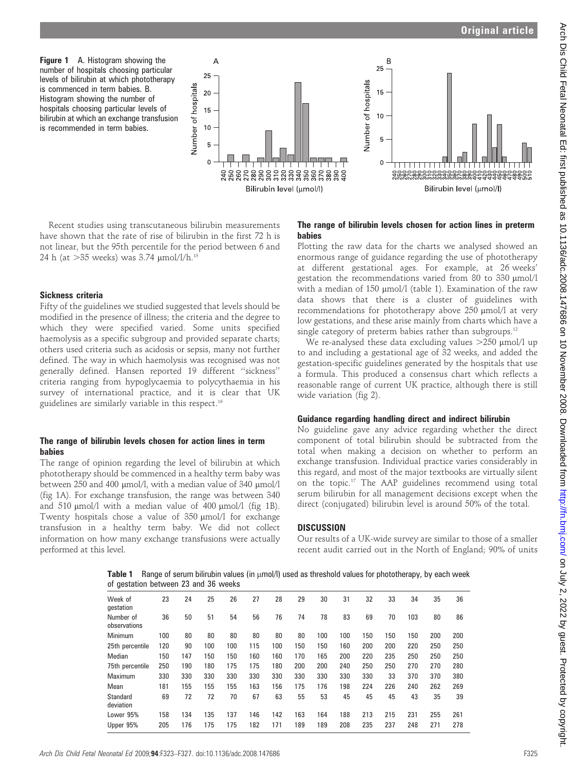**Figure 1** A. Histogram showing the number of hospitals choosing particular levels of bilirubin at which phototherapy is commenced in term babies. B. Histogram showing the number of hospitals choosing particular levels of bilirubin at which an exchange transfusion is recommended in term babies.

Recent studies using transcutaneous bilirubin measurements have shown that the rate of rise of bilirubin in the first 72 h is not linear, but the 95th percentile for the period between 6 and 24 h (at >35 weeks) was 3.74 μmol/l/h.[15]

### Sickness criteria

Fifty of the guidelines we studied suggested that levels should be modified in the presence of illness; the criteria and the degree to which they were specified varied. Some units specified haemolysis as a specific subgroup and provided separate charts; others used criteria such as acidosis or sepsis, many not further defined. The way in which haemolysis was recognised was not generally defined. Hansen reported 19 different "sickness" criteria ranging from hypoglycaemia to polycythaemia in his survey of international practice, and it is clear that UK guidelines are similarly variable in this respect.[16]

### The range of bilirubin levels chosen for action lines in term babies

The range of opinion regarding the level of bilirubin at which phototherapy should be commenced in a healthy term baby was between 250 and 400 μmol/l, with a median value of 340 μmol/l (fig 1A). For exchange transfusion, the range was between 340 and 510 μmol/l with a median value of 400 μmol/l (fig 1B). Twenty hospitals chose a value of 350 μmol/l for exchange transfusion in a healthy term baby. We did not collect information on how many exchange transfusions were actually performed at this level.

### The range of bilirubin levels chosen for action lines in preterm babies

Plotting the raw data for the charts we analysed showed an enormous range of guidance regarding the use of phototherapy at different gestational ages. For example, at 26 weeks' gestation the recommendations varied from 80 to 330 μmol/l with a median of 150 μmol/l (table 1). Examination of the raw data shows that there is a cluster of guidelines with recommendations for phototherapy above 250 μmol/l at very low gestations, and these arise mainly from charts which have a single category of preterm babies rather than subgroups.[12]

We re-analysed these data excluding values >250 μmol/l up to and including a gestational age of 32 weeks, and added the gestation-specific guidelines generated by the hospitals that use a formula. This produced a consensus chart which reflects a reasonable range of current UK practice, although there is still wide variation (fig 2).

### Guidance regarding handling direct and indirect bilirubin

No guideline gave any advice regarding whether the direct component of total bilirubin should be subtracted from the total when making a decision on whether to perform an exchange transfusion. Individual practice varies considerably in this regard, and most of the major textbooks are virtually silent on the topic.[17] The AAP guidelines recommend using total serum bilirubin for all management decisions except when the direct (conjugated) bilirubin level is around 50% of the total.

## DISCUSSION

Our results of a UK-wide survey are similar to those of a smaller recent audit carried out in the North of England; 90% of units

**Table 1** Range of serum bilirubin values (in μmol/l) used as threshold values for phototherapy, by each week of gestation between 23 and 36 weeks

| Week of gestation | 23 | 24 | 25 | 26 | 27 | 28 | 29 | 30 | 31 | 32 | 33 | 34 | 35 | 36 |
|---|---|---|---|---|---|---|---|---|---|---|---|---|---|---|
| Number of observations | 36 | 50 | 51 | 54 | 56 | 76 | 74 | 78 | 83 | 69 | 70 | 103 | 80 | 86 |
| Minimum | 100 | 80 | 80 | 80 | 80 | 80 | 80 | 100 | 100 | 150 | 150 | 150 | 200 | 200 |
| 25th percentile | 120 | 90 | 100 | 100 | 115 | 100 | 150 | 150 | 160 | 200 | 200 | 220 | 250 | 250 |
| Median | 150 | 147 | 150 | 150 | 160 | 160 | 170 | 165 | 200 | 220 | 235 | 250 | 250 | 250 |
| 75th percentile | 250 | 190 | 180 | 175 | 175 | 180 | 200 | 200 | 240 | 250 | 250 | 270 | 270 | 280 |
| Maximum | 330 | 330 | 330 | 330 | 330 | 330 | 330 | 330 | 330 | 330 | 33 | 370 | 370 | 380 |
| Mean | 181 | 155 | 155 | 155 | 163 | 156 | 175 | 176 | 198 | 224 | 226 | 240 | 262 | 269 |
| Standard deviation | 69 | 72 | 72 | 70 | 67 | 63 | 55 | 53 | 45 | 45 | 45 | 43 | 35 | 39 |
| Lower 95% | 158 | 134 | 135 | 137 | 146 | 142 | 163 | 164 | 188 | 213 | 215 | 231 | 255 | 261 |
| Upper 95% | 205 | 176 | 175 | 175 | 182 | 171 | 189 | 189 | 208 | 235 | 237 | 248 | 271 | 278 |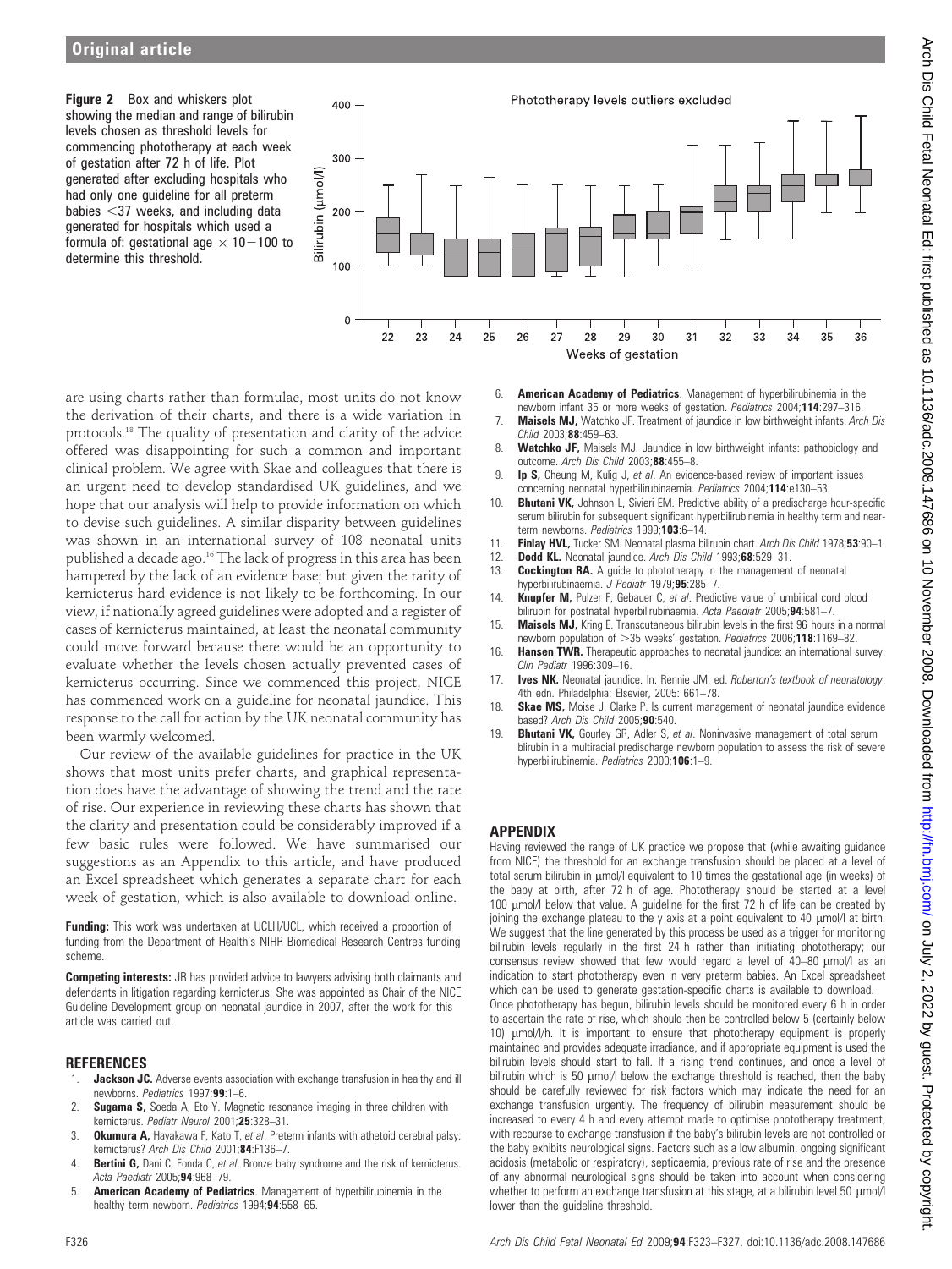**Figure 2** Box and whiskers plot showing the median and range of bilirubin levels chosen as threshold levels for commencing phototherapy at each week of gestation after 72 h of life. Plot generated after excluding hospitals who had only one guideline for all preterm babies <37 weeks, and including data generated for hospitals which used a formula of: gestational age × 10−100 to determine this threshold.

are using charts rather than formulae, most units do not know the derivation of their charts, and there is a wide variation in protocols.[18] The quality of presentation and clarity of the advice offered was disappointing for such a common and important clinical problem. We agree with Skae and colleagues that there is an urgent need to develop standardised UK guidelines, and we hope that our analysis will help to provide information on which to devise such guidelines. A similar disparity between guidelines was shown in an international survey of 108 neonatal units published a decade ago.[16] The lack of progress in this area has been hampered by the lack of an evidence base; but given the rarity of kernicterus hard evidence is not likely to be forthcoming. In our view, if nationally agreed guidelines were adopted and a register of cases of kernicterus maintained, at least the neonatal community could move forward because there would be an opportunity to evaluate whether the levels chosen actually prevented cases of kernicterus occurring. Since we commenced this project, NICE has commenced work on a guideline for neonatal jaundice. This response to the call for action by the UK neonatal community has been warmly welcomed.

Our review of the available guidelines for practice in the UK shows that most units prefer charts, and graphical representation does have the advantage of showing the trend and the rate of rise. Our experience in reviewing these charts has shown that the clarity and presentation could be considerably improved if a few basic rules were followed. We have summarised our suggestions as an Appendix to this article, and have produced an Excel spreadsheet which generates a separate chart for each week of gestation, which is also available to download online.

**Funding:** This work was undertaken at UCLH/UCL, which received a proportion of funding from the Department of Health's NIHR Biomedical Research Centres funding scheme.

**Competing interests:** JR has provided advice to lawyers advising both claimants and defendants in litigation regarding kernicterus. She was appointed as Chair of the NICE Guideline Development group on neonatal jaundice in 2007, after the work for this article was carried out.

## REFERENCES

1. **Jackson JC.** Adverse events association with exchange transfusion in healthy and ill newborns. *Pediatrics* 1997;**99**:1–6.
2. **Sugama S,** Soeda A, Eto Y. Magnetic resonance imaging in three children with kernicterus. *Pediatr Neurol* 2001;**25**:328–31.
3. **Okumura A,** Hayakawa F, Kato T, *et al*. Preterm infants with athetoid cerebral palsy: kernicterus? *Arch Dis Child* 2001;**84**:F136–7.
4. **Bertini G,** Dani C, Fonda C, *et al*. Bronze baby syndrome and the risk of kernicterus. *Acta Paediatr* 2005;**94**:968–79.
5. **American Academy of Pediatrics**. Management of hyperbilirubinemia in the healthy term newborn. *Pediatrics* 1994;**94**:558–65.
6. **American Academy of Pediatrics**. Management of hyperbilirubinemia in the newborn infant 35 or more weeks of gestation. *Pediatrics* 2004;**114**:297–316.
7. **Maisels MJ,** Watchko JF. Treatment of jaundice in low birthweight infants. *Arch Dis Child* 2003;**88**:459–63.
8. **Watchko JF,** Maisels MJ. Jaundice in low birthweight infants: pathobiology and outcome. *Arch Dis Child* 2003;**88**:455–8.
9. **Ip S,** Cheung M, Kulig J, *et al*. An evidence-based review of important issues concerning neonatal hyperbilirubinaemia. *Pediatrics* 2004;**114**:e130–53.
10. **Bhutani VK,** Johnson L, Sivieri EM. Predictive ability of a predischarge hour-specific serum bilirubin for subsequent significant hyperbilirubinemia in healthy term and near-term newborns. *Pediatrics* 1999;**103**:6–14.
11. **Finlay HVL,** Tucker SM. Neonatal plasma bilirubin chart. *Arch Dis Child* 1978;**53**:90–1.
12. **Dodd KL.** Neonatal jaundice. *Arch Dis Child* 1993;**68**:529–31.
13. **Cockington RA.** A guide to phototherapy in the management of neonatal hyperbilirubinaemia. *J Pediatr* 1979;**95**:285–7.
14. **Knupfer M,** Pulzer F, Gebauer C, *et al*. Predictive value of umbilical cord blood bilirubin for postnatal hyperbilirubinaemia. *Acta Paediatr* 2005;**94**:581–7.
15. **Maisels MJ,** Kring E. Transcutaneous bilirubin levels in the first 96 hours in a normal newborn population of >35 weeks' gestation. *Pediatrics* 2006;**118**:1169–82.
16. **Hansen TWR.** Therapeutic approaches to neonatal jaundice: an international survey. *Clin Pediatr* 1996:309–16.
17. **Ives NK.** Neonatal jaundice. In: Rennie JM, ed. *Roberton's textbook of neonatology*. 4th edn. Philadelphia: Elsevier, 2005: 661–78.
18. **Skae MS,** Moise J, Clarke P. Is current management of neonatal jaundice evidence based? *Arch Dis Child* 2005;**90**:540.
19. **Bhutani VK,** Gourley GR, Adler S, *et al*. Noninvasive management of total serum bilirubin in a multiracial predischarge newborn population to assess the risk of severe hyperbilirubinemia. *Pediatrics* 2000;**106**:1–9.

## APPENDIX

Having reviewed the range of UK practice we propose that (while awaiting guidance from NICE) the threshold for an exchange transfusion should be placed at a level of total serum bilirubin in μmol/l equivalent to 10 times the gestational age (in weeks) of the baby at birth, after 72 h of age. Phototherapy should be started at a level 100 μmol/l below that value. A guideline for the first 72 h of life can be created by joining the exchange plateau to the y axis at a point equivalent to 40 μmol/l at birth. We suggest that the line generated by this process be used as a trigger for monitoring bilirubin levels regularly in the first 24 h rather than initiating phototherapy; our consensus review showed that few would regard a level of 40–80 μmol/l as an indication to start phototherapy even in very preterm babies. An Excel spreadsheet which can be used to generate gestation-specific charts is available to download.

Once phototherapy has begun, bilirubin levels should be monitored every 6 h in order to ascertain the rate of rise, which should then be controlled below 5 (certainly below 10) μmol/l/h. It is important to ensure that phototherapy equipment is properly maintained and provides adequate irradiance, and if appropriate equipment is used the bilirubin levels should start to fall. If a rising trend continues, and once a level of bilirubin which is 50 μmol/l below the exchange threshold is reached, then the baby should be carefully reviewed for risk factors which may indicate the need for an exchange transfusion urgently. The frequency of bilirubin measurement should be increased to every 4 h and every attempt made to optimise phototherapy treatment, with recourse to exchange transfusion if the baby's bilirubin levels are not controlled or the baby exhibits neurological signs. Factors such as a low albumin, ongoing significant acidosis (metabolic or respiratory), septicaemia, previous rate of rise and the presence of any abnormal neurological signs should be taken into account when considering whether to perform an exchange transfusion at this stage, at a bilirubin level 50 μmol/l lower than the guideline threshold.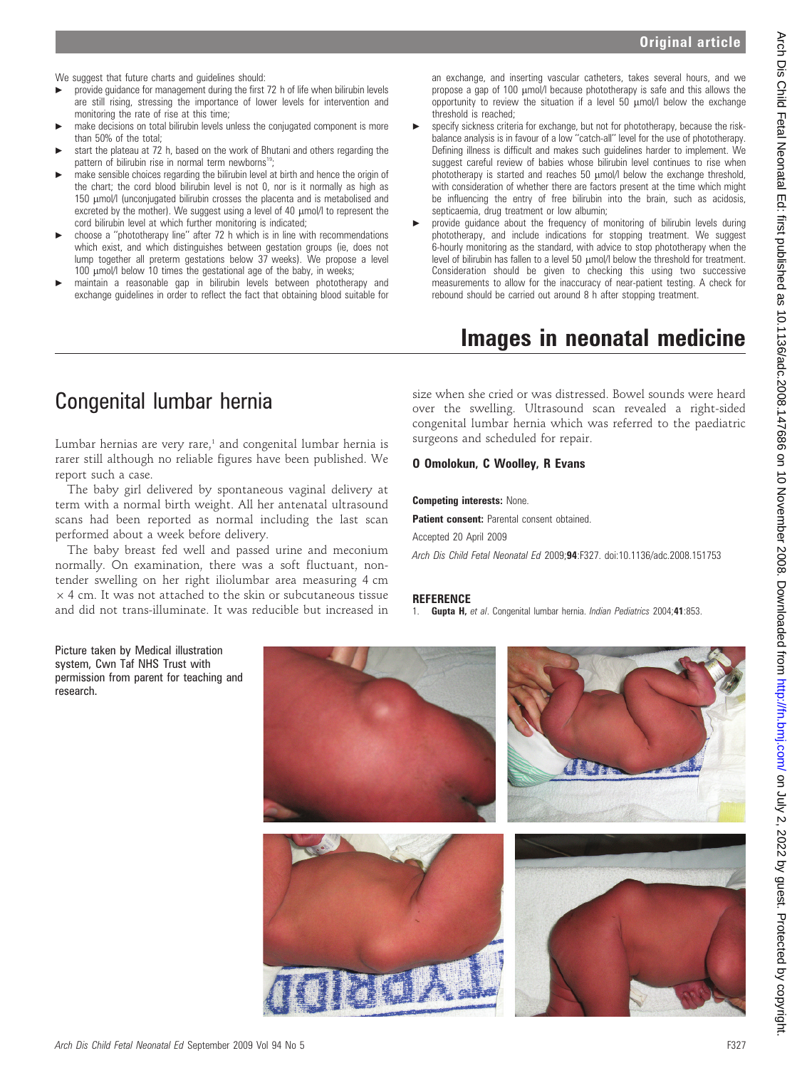We suggest that future charts and guidelines should:

- provide guidance for management during the first 72 h of life when bilirubin levels are still rising, stressing the importance of lower levels for intervention and monitoring the rate of rise at this time;
- make decisions on total bilirubin levels unless the conjugated component is more than 50% of the total;
- start the plateau at 72 h, based on the work of Bhutani and others regarding the pattern of bilirubin rise in normal term newborns[19];
- make sensible choices regarding the bilirubin level at birth and hence the origin of the chart; the cord blood bilirubin level is not 0, nor is it normally as high as 150 μmol/l (unconjugated bilirubin crosses the placenta and is metabolised and excreted by the mother). We suggest using a level of 40 μmol/l to represent the cord bilirubin level at which further monitoring is indicated;
- choose a "phototherapy line" after 72 h which is in line with recommendations which exist, and which distinguishes between gestation groups (ie, does not lump together all preterm gestations below 37 weeks). We propose a level 100 μmol/l below 10 times the gestational age of the baby, in weeks;
- maintain a reasonable gap in bilirubin levels between phototherapy and exchange guidelines in order to reflect the fact that obtaining blood suitable for an exchange, and inserting vascular catheters, takes several hours, and we propose a gap of 100 μmol/l because phototherapy is safe and this allows the opportunity to review the situation if a level 50 μmol/l below the exchange threshold is reached;
- specify sickness criteria for exchange, but not for phototherapy, because the risk-balance analysis is in favour of a low "catch-all" level for the use of phototherapy. Defining illness is difficult and makes such guidelines harder to implement. We suggest careful review of babies whose bilirubin level continues to rise when phototherapy is started and reaches 50 μmol/l below the exchange threshold, with consideration of whether there are factors present at the time which might be influencing the entry of free bilirubin into the brain, such as acidosis, septicaemia, drug treatment or low albumin;
- provide guidance about the frequency of monitoring of bilirubin levels during phototherapy, and include indications for stopping treatment. We suggest 6-hourly monitoring as the standard, with advice to stop phototherapy when the level of bilirubin has fallen to a level 50 μmol/l below the threshold for treatment. Consideration should be given to checking this using two successive measurements to allow for the inaccuracy of near-patient testing. A check for rebound should be carried out around 8 h after stopping treatment.

# Images in neonatal medicine

## Congenital lumbar hernia

Lumbar hernias are very rare,[1] and congenital lumbar hernia is rarer still although no reliable figures have been published. We report such a case.

The baby girl delivered by spontaneous vaginal delivery at term with a normal birth weight. All her antenatal ultrasound scans had been reported as normal including the last scan performed about a week before delivery.

The baby breast fed well and passed urine and meconium normally. On examination, there was a soft fluctuant, non-tender swelling on her right iliolumbar area measuring 4 cm × 4 cm. It was not attached to the skin or subcutaneous tissue and did not trans-illuminate. It was reducible but increased in size when she cried or was distressed. Bowel sounds were heard over the swelling. Ultrasound scan revealed a right-sided congenital lumbar hernia which was referred to the paediatric surgeons and scheduled for repair.

**O Omolokun, C Woolley, R Evans**

**Competing interests:** None.

**Patient consent:** Parental consent obtained.

Accepted 20 April 2009

*Arch Dis Child Fetal Neonatal Ed* 2009;**94**:F327. doi:10.1136/adc.2008.151753

### REFERENCE

1. **Gupta H,** *et al*. Congenital lumbar hernia. *Indian Pediatrics* 2004;**41**:853.

Picture taken by Medical illustration system, Cwn Taf NHS Trust with permission from parent for teaching and research.